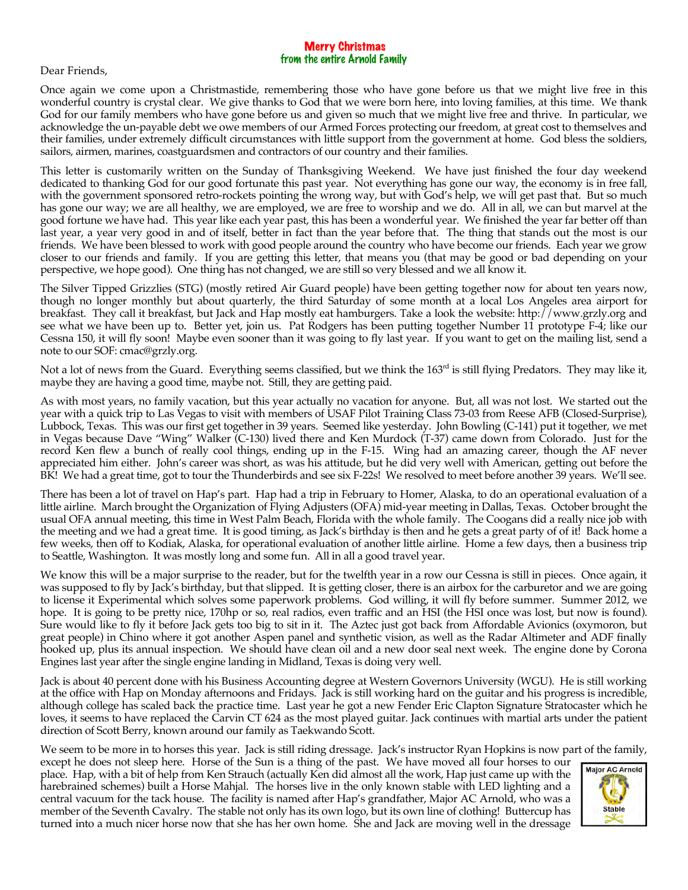**Merry Christmas**
**from the entire Arnold Family**

Dear Friends,

Once again we come upon a Christmastide, remembering those who have gone before us that we might live free in this wonderful country is crystal clear. We give thanks to God that we were born here, into loving families, at this time. We thank God for our family members who have gone before us and given so much that we might live free and thrive. In particular, we acknowledge the un-payable debt we owe members of our Armed Forces protecting our freedom, at great cost to themselves and their families, under extremely difficult circumstances with little support from the government at home. God bless the soldiers, sailors, airmen, marines, coastguardsmen and contractors of our country and their families.

This letter is customarily written on the Sunday of Thanksgiving Weekend. We have just finished the four day weekend dedicated to thanking God for our good fortunate this past year. Not everything has gone our way, the economy is in free fall, with the government sponsored retro-rockets pointing the wrong way, but with God's help, we will get past that. But so much has gone our way; we are all healthy, we are employed, we are free to worship and we do. All in all, we can but marvel at the good fortune we have had. This year like each year past, this has been a wonderful year. We finished the year far better off than last year, a year very good in and of itself, better in fact than the year before that. The thing that stands out the most is our friends. We have been blessed to work with good people around the country who have become our friends. Each year we grow closer to our friends and family. If you are getting this letter, that means you (that may be good or bad depending on your perspective, we hope good). One thing has not changed, we are still so very blessed and we all know it.

The Silver Tipped Grizzlies (STG) (mostly retired Air Guard people) have been getting together now for about ten years now, though no longer monthly but about quarterly, the third Saturday of some month at a local Los Angeles area airport for breakfast. They call it breakfast, but Jack and Hap mostly eat hamburgers. Take a look the website: http://www.grzly.org and see what we have been up to. Better yet, join us. Pat Rodgers has been putting together Number 11 prototype F-4; like our Cessna 150, it will fly soon! Maybe even sooner than it was going to fly last year. If you want to get on the mailing list, send a note to our SOF: cmac@grzly.org.

Not a lot of news from the Guard. Everything seems classified, but we think the 163rd is still flying Predators. They may like it, maybe they are having a good time, maybe not. Still, they are getting paid.

As with most years, no family vacation, but this year actually no vacation for anyone. But, all was not lost. We started out the year with a quick trip to Las Vegas to visit with members of USAF Pilot Training Class 73-03 from Reese AFB (Closed-Surprise), Lubbock, Texas. This was our first get together in 39 years. Seemed like yesterday. John Bowling (C-141) put it together, we met in Vegas because Dave "Wing" Walker (C-130) lived there and Ken Murdock (T-37) came down from Colorado. Just for the record Ken flew a bunch of really cool things, ending up in the F-15. Wing had an amazing career, though the AF never appreciated him either. John's career was short, as was his attitude, but he did very well with American, getting out before the BK! We had a great time, got to tour the Thunderbirds and see six F-22s! We resolved to meet before another 39 years. We'll see.

There has been a lot of travel on Hap's part. Hap had a trip in February to Homer, Alaska, to do an operational evaluation of a little airline. March brought the Organization of Flying Adjusters (OFA) mid-year meeting in Dallas, Texas. October brought the usual OFA annual meeting, this time in West Palm Beach, Florida with the whole family. The Coogans did a really nice job with the meeting and we had a great time. It is good timing, as Jack's birthday is then and he gets a great party of of it! Back home a few weeks, then off to Kodiak, Alaska, for operational evaluation of another little airline. Home a few days, then a business trip to Seattle, Washington. It was mostly long and some fun. All in all a good travel year.

We know this will be a major surprise to the reader, but for the twelfth year in a row our Cessna is still in pieces. Once again, it was supposed to fly by Jack's birthday, but that slipped. It is getting closer, there is an airbox for the carburetor and we are going to license it Experimental which solves some paperwork problems. God willing, it will fly before summer. Summer 2012, we hope. It is going to be pretty nice, 170hp or so, real radios, even traffic and an HSI (the HSI once was lost, but now is found). Sure would like to fly it before Jack gets too big to sit in it. The Aztec just got back from Affordable Avionics (oxymoron, but great people) in Chino where it got another Aspen panel and synthetic vision, as well as the Radar Altimeter and ADF finally hooked up, plus its annual inspection. We should have clean oil and a new door seal next week. The engine done by Corona Engines last year after the single engine landing in Midland, Texas is doing very well.

Jack is about 40 percent done with his Business Accounting degree at Western Governors University (WGU). He is still working at the office with Hap on Monday afternoons and Fridays. Jack is still working hard on the guitar and his progress is incredible, although college has scaled back the practice time. Last year he got a new Fender Eric Clapton Signature Stratocaster which he loves, it seems to have replaced the Carvin CT 624 as the most played guitar. Jack continues with martial arts under the patient direction of Scott Berry, known around our family as Taekwando Scott.

We seem to be more in to horses this year. Jack is still riding dressage. Jack's instructor Ryan Hopkins is now part of the family, except he does not sleep here. Horse of the Sun is a thing of the past. We have moved all four horses to our place. Hap, with a bit of help from Ken Strauch (actually Ken did almost all the work, Hap just came up with the harebrained schemes) built a Horse Mahjal. The horses live in the only known stable with LED lighting and a central vacuum for the tack house. The facility is named after Hap's grandfather, Major AC Arnold, who was a member of the Seventh Cavalry. The stable not only has its own logo, but its own line of clothing! Buttercup has turned into a much nicer horse now that she has her own home. She and Jack are moving well in the dressage

Major AC Arnold
Stable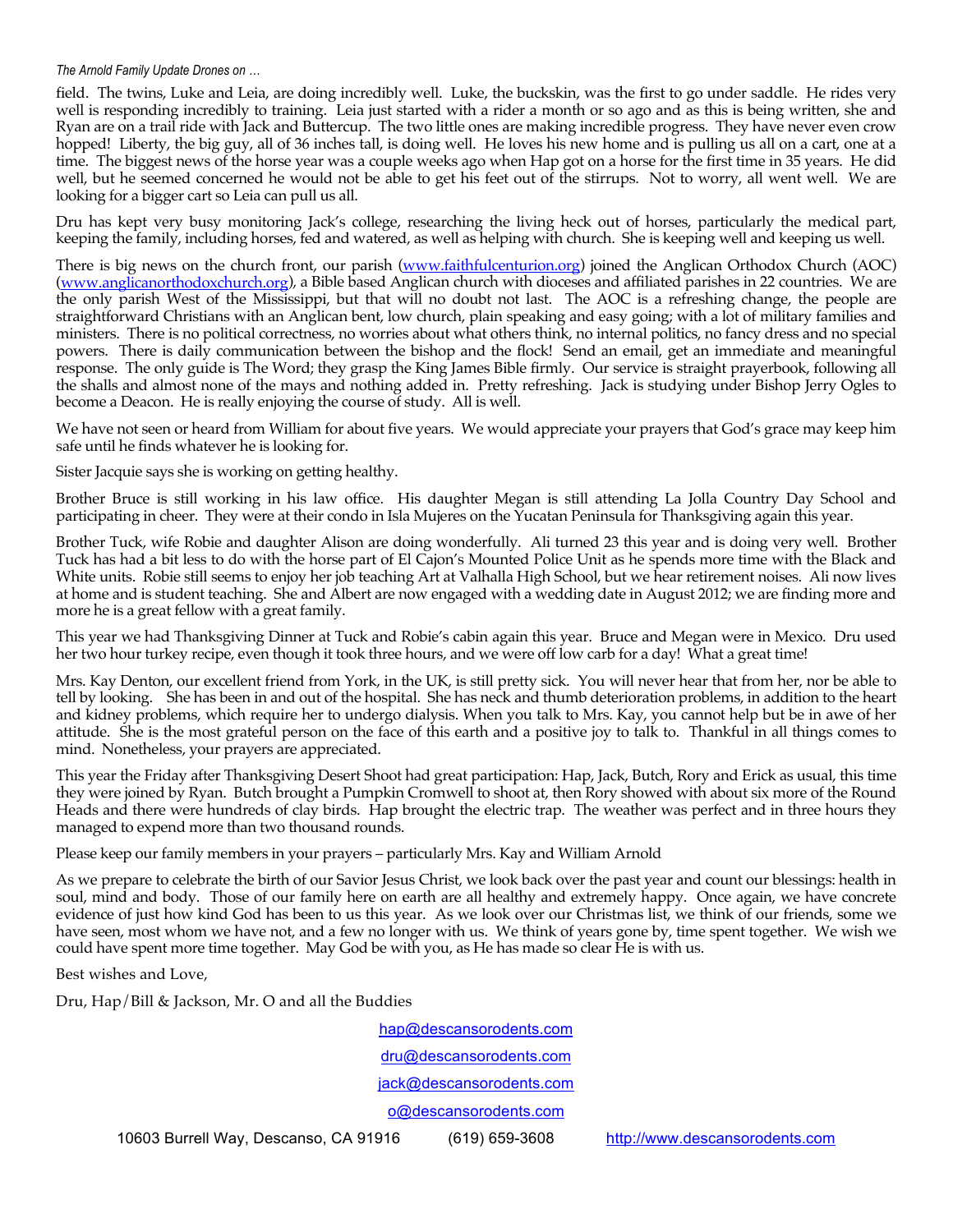field. The twins, Luke and Leia, are doing incredibly well. Luke, the buckskin, was the first to go under saddle. He rides very well is responding incredibly to training. Leia just started with a rider a month or so ago and as this is being written, she and Ryan are on a trail ride with Jack and Buttercup. The two little ones are making incredible progress. They have never even crow hopped! Liberty, the big guy, all of 36 inches tall, is doing well. He loves his new home and is pulling us all on a cart, one at a time. The biggest news of the horse year was a couple weeks ago when Hap got on a horse for the first time in 35 years. He did well, but he seemed concerned he would not be able to get his feet out of the stirrups. Not to worry, all went well. We are looking for a bigger cart so Leia can pull us all.

Dru has kept very busy monitoring Jack's college, researching the living heck out of horses, particularly the medical part, keeping the family, including horses, fed and watered, as well as helping with church. She is keeping well and keeping us well.

There is big news on the church front, our parish (www.faithfulcenturion.org) joined the Anglican Orthodox Church (AOC) (www.anglicanorthodoxchurch.org), a Bible based Anglican church with dioceses and affiliated parishes in 22 countries. We are the only parish West of the Mississippi, but that will no doubt not last. The AOC is a refreshing change, the people are straightforward Christians with an Anglican bent, low church, plain speaking and easy going; with a lot of military families and ministers. There is no political correctness, no worries about what others think, no internal politics, no fancy dress and no special powers. There is daily communication between the bishop and the flock! Send an email, get an immediate and meaningful response. The only guide is The Word; they grasp the King James Bible firmly. Our service is straight prayerbook, following all the shalls and almost none of the mays and nothing added in. Pretty refreshing. Jack is studying under Bishop Jerry Ogles to become a Deacon. He is really enjoying the course of study. All is well.

We have not seen or heard from William for about five years. We would appreciate your prayers that God's grace may keep him safe until he finds whatever he is looking for.

Sister Jacquie says she is working on getting healthy.

Brother Bruce is still working in his law office. His daughter Megan is still attending La Jolla Country Day School and participating in cheer. They were at their condo in Isla Mujeres on the Yucatan Peninsula for Thanksgiving again this year.

Brother Tuck, wife Robie and daughter Alison are doing wonderfully. Ali turned 23 this year and is doing very well. Brother Tuck has had a bit less to do with the horse part of El Cajon's Mounted Police Unit as he spends more time with the Black and White units. Robie still seems to enjoy her job teaching Art at Valhalla High School, but we hear retirement noises. Ali now lives at home and is student teaching. She and Albert are now engaged with a wedding date in August 2012; we are finding more and more he is a great fellow with a great family.

This year we had Thanksgiving Dinner at Tuck and Robie's cabin again this year. Bruce and Megan were in Mexico. Dru used her two hour turkey recipe, even though it took three hours, and we were off low carb for a day! What a great time!

Mrs. Kay Denton, our excellent friend from York, in the UK, is still pretty sick. You will never hear that from her, nor be able to tell by looking. She has been in and out of the hospital. She has neck and thumb deterioration problems, in addition to the heart and kidney problems, which require her to undergo dialysis. When you talk to Mrs. Kay, you cannot help but be in awe of her attitude. She is the most grateful person on the face of this earth and a positive joy to talk to. Thankful in all things comes to mind. Nonetheless, your prayers are appreciated.

This year the Friday after Thanksgiving Desert Shoot had great participation: Hap, Jack, Butch, Rory and Erick as usual, this time they were joined by Ryan. Butch brought a Pumpkin Cromwell to shoot at, then Rory showed with about six more of the Round Heads and there were hundreds of clay birds. Hap brought the electric trap. The weather was perfect and in three hours they managed to expend more than two thousand rounds.

Please keep our family members in your prayers – particularly Mrs. Kay and William Arnold

As we prepare to celebrate the birth of our Savior Jesus Christ, we look back over the past year and count our blessings: health in soul, mind and body. Those of our family here on earth are all healthy and extremely happy. Once again, we have concrete evidence of just how kind God has been to us this year. As we look over our Christmas list, we think of our friends, some we have seen, most whom we have not, and a few no longer with us. We think of years gone by, time spent together. We wish we could have spent more time together. May God be with you, as He has made so clear He is with us.

Best wishes and Love,

Dru, Hap/Bill & Jackson, Mr. O and all the Buddies

hap@descansorodents.com

dru@descansorodents.com

jack@descansorodents.com

o@descansorodents.com

10603 Burrell Way, Descanso, CA 91916 (619) 659-3608 http://www.descansorodents.com